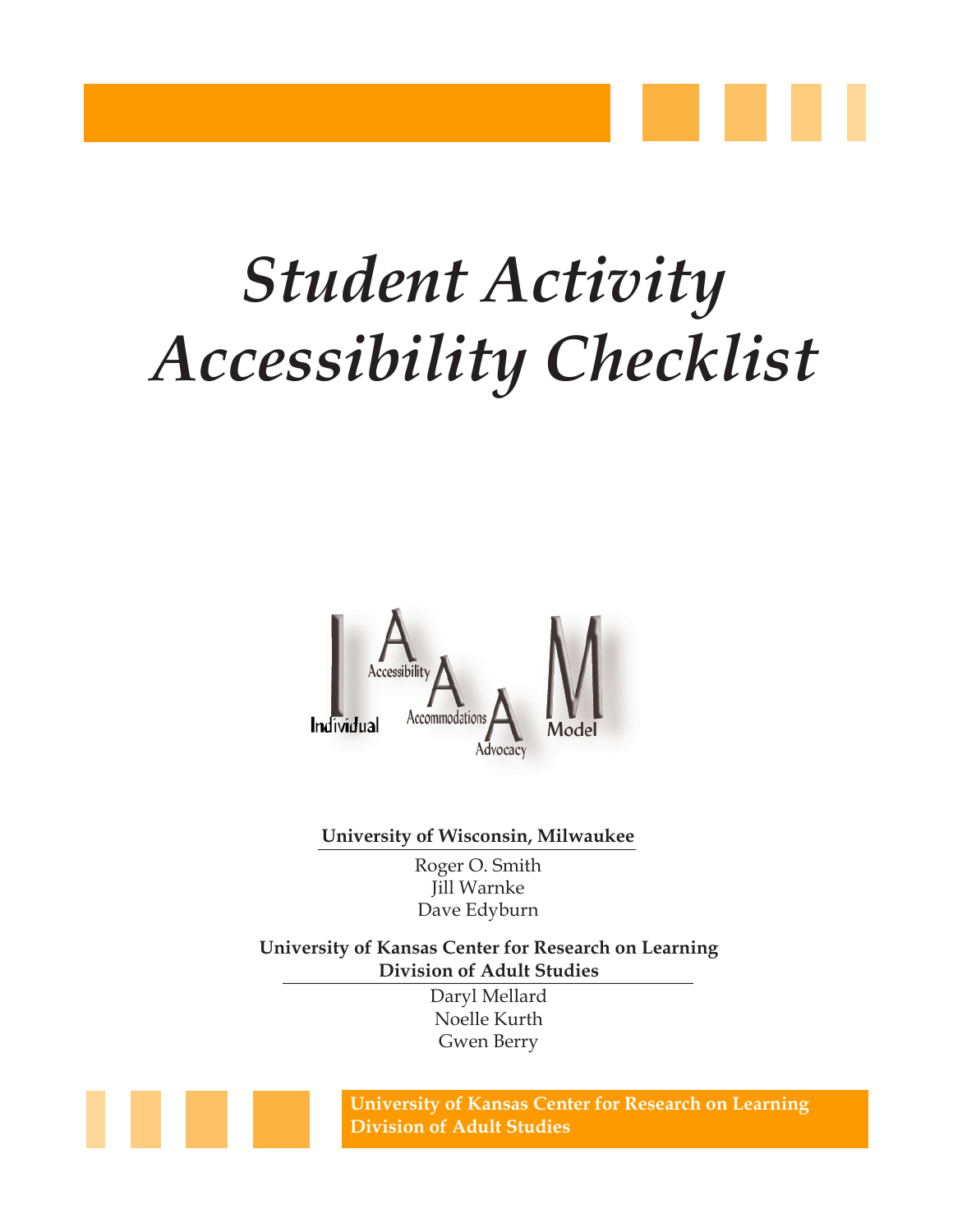# *Student Activity Accessibility Checklist*

Individual Accessibility Accommodations Advocacy Model

**University of Wisconsin, Milwaukee**

Roger O. Smith
Jill Warnke
Dave Edyburn

**University of Kansas Center for Research on Learning**
**Division of Adult Studies**

Daryl Mellard
Noelle Kurth
Gwen Berry

**University of Kansas Center for Research on Learning**
**Division of Adult Studies**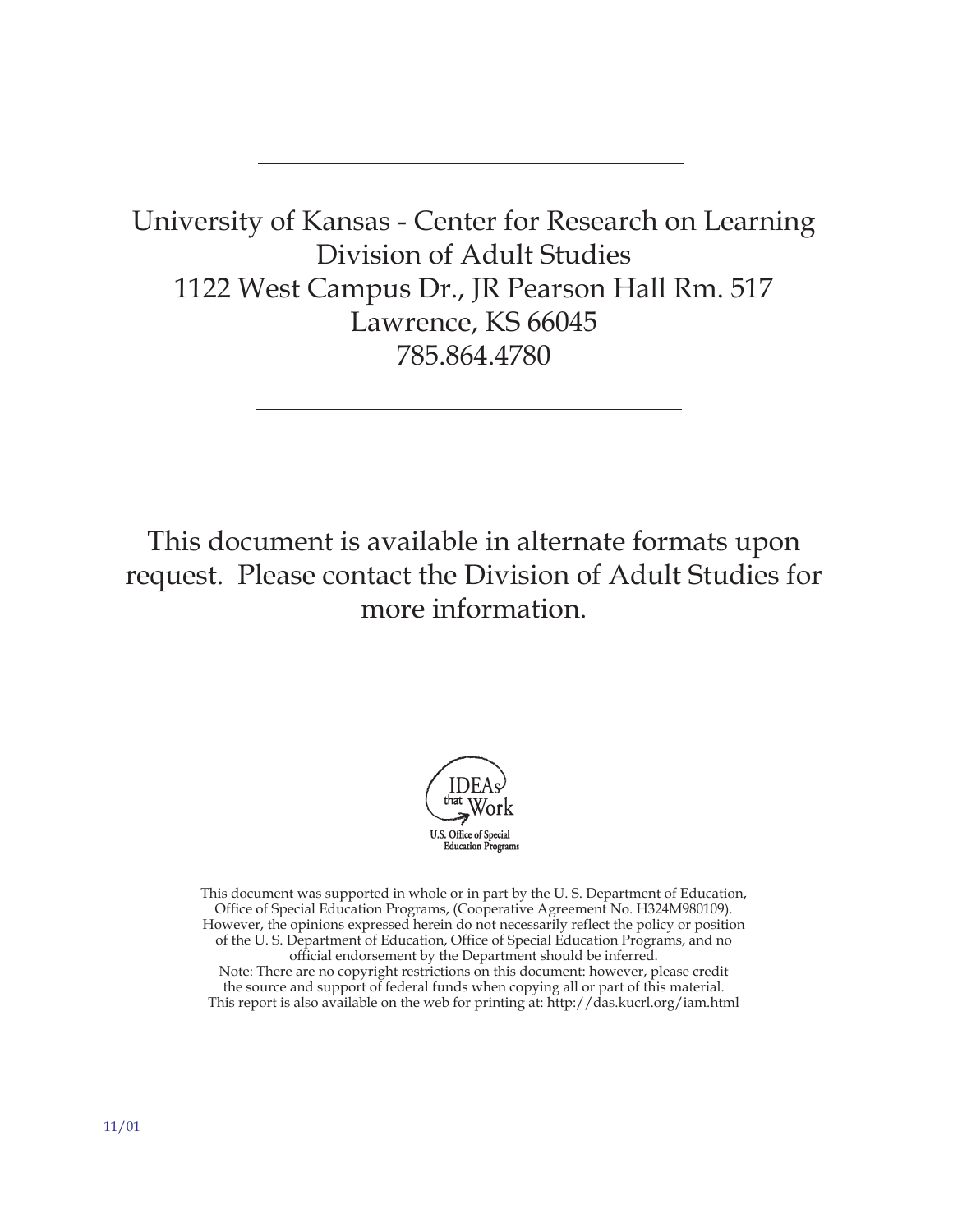---

University of Kansas - Center for Research on Learning
Division of Adult Studies
1122 West Campus Dr., JR Pearson Hall Rm. 517
Lawrence, KS 66045
785.864.4780

---

This document is available in alternate formats upon request. Please contact the Division of Adult Studies for more information.

IDEAs that Work
U.S. Office of Special Education Programs

This document was supported in whole or in part by the U. S. Department of Education, Office of Special Education Programs, (Cooperative Agreement No. H324M980109). However, the opinions expressed herein do not necessarily reflect the policy or position of the U. S. Department of Education, Office of Special Education Programs, and no official endorsement by the Department should be inferred.
Note: There are no copyright restrictions on this document: however, please credit the source and support of federal funds when copying all or part of this material.
This report is also available on the web for printing at: http://das.kucrl.org/iam.html

11/01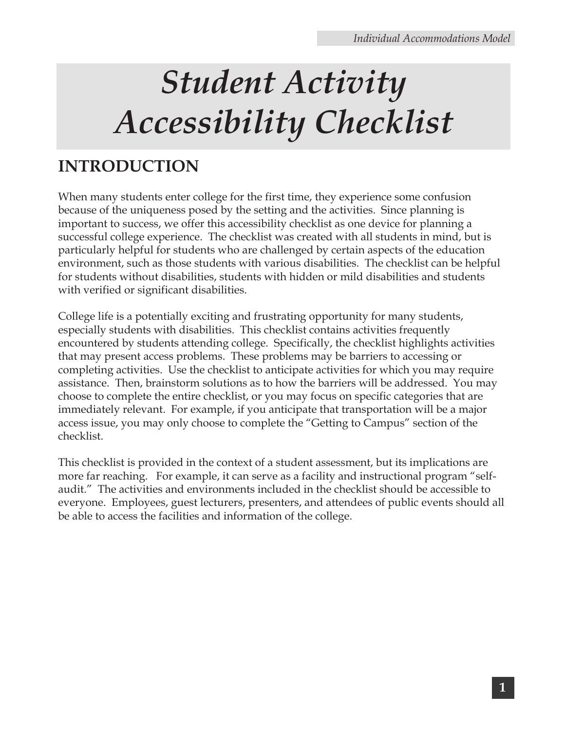# *Student Activity Accessibility Checklist*

## INTRODUCTION

When many students enter college for the first time, they experience some confusion because of the uniqueness posed by the setting and the activities. Since planning is important to success, we offer this accessibility checklist as one device for planning a successful college experience. The checklist was created with all students in mind, but is particularly helpful for students who are challenged by certain aspects of the education environment, such as those students with various disabilities. The checklist can be helpful for students without disabilities, students with hidden or mild disabilities and students with verified or significant disabilities.

College life is a potentially exciting and frustrating opportunity for many students, especially students with disabilities. This checklist contains activities frequently encountered by students attending college. Specifically, the checklist highlights activities that may present access problems. These problems may be barriers to accessing or completing activities. Use the checklist to anticipate activities for which you may require assistance. Then, brainstorm solutions as to how the barriers will be addressed. You may choose to complete the entire checklist, or you may focus on specific categories that are immediately relevant. For example, if you anticipate that transportation will be a major access issue, you may only choose to complete the "Getting to Campus" section of the checklist.

This checklist is provided in the context of a student assessment, but its implications are more far reaching. For example, it can serve as a facility and instructional program "self-audit." The activities and environments included in the checklist should be accessible to everyone. Employees, guest lecturers, presenters, and attendees of public events should all be able to access the facilities and information of the college.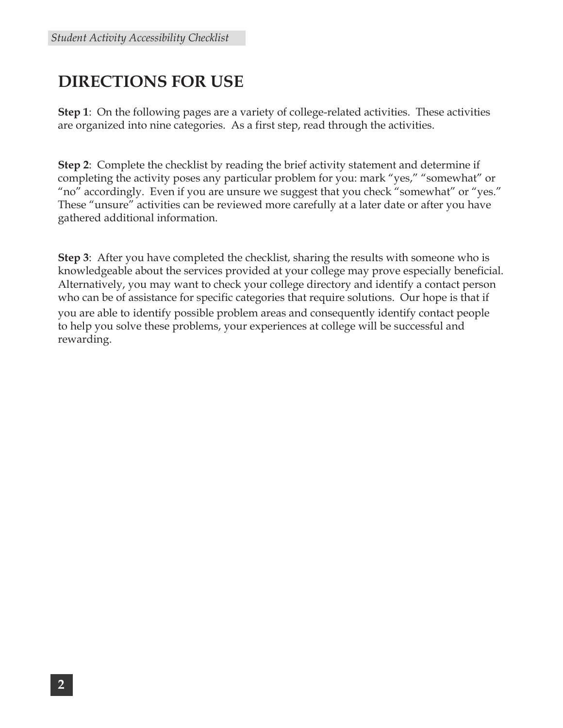# DIRECTIONS FOR USE

**Step 1**: On the following pages are a variety of college-related activities. These activities are organized into nine categories. As a first step, read through the activities.

**Step 2**: Complete the checklist by reading the brief activity statement and determine if completing the activity poses any particular problem for you: mark "yes," "somewhat" or "no" accordingly. Even if you are unsure we suggest that you check "somewhat" or "yes." These "unsure" activities can be reviewed more carefully at a later date or after you have gathered additional information.

**Step 3**: After you have completed the checklist, sharing the results with someone who is knowledgeable about the services provided at your college may prove especially beneficial. Alternatively, you may want to check your college directory and identify a contact person who can be of assistance for specific categories that require solutions. Our hope is that if you are able to identify possible problem areas and consequently identify contact people to help you solve these problems, your experiences at college will be successful and rewarding.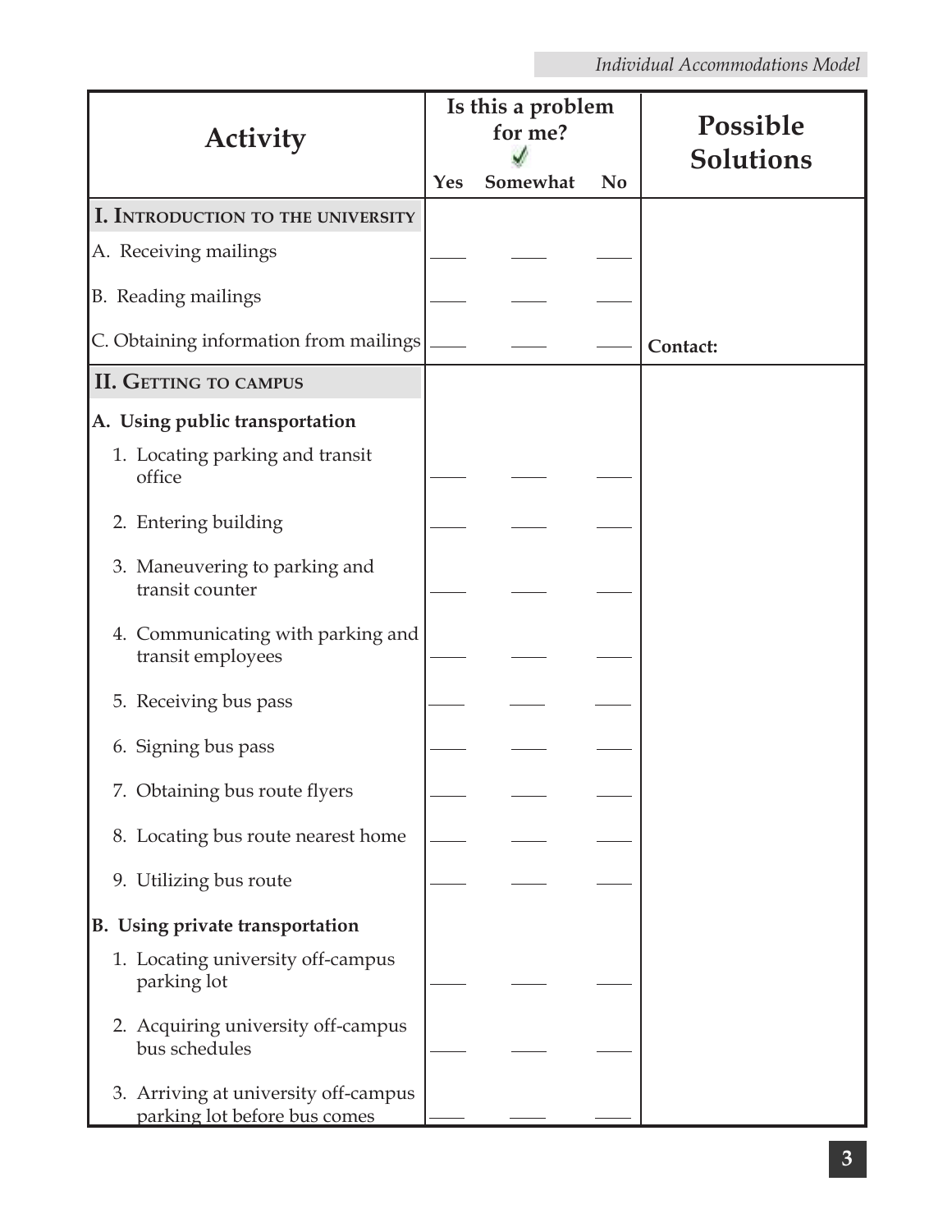| Activity | Is this a problem for me? ✓ | | | Possible Solutions |
|---|---|---|---|---|
| | Yes | Somewhat | No | |
| **I. Introduction to the University** | | | | |
| A. Receiving mailings | ____ | ____ | ____ | |
| B. Reading mailings | ____ | ____ | ____ | |
| C. Obtaining information from mailings | ____ | ____ | ____ | **Contact:** |
| **II. Getting to campus** | | | | |
| **A. Using public transportation** | | | | |
| 1. Locating parking and transit office | ____ | ____ | ____ | |
| 2. Entering building | ____ | ____ | ____ | |
| 3. Maneuvering to parking and transit counter | ____ | ____ | ____ | |
| 4. Communicating with parking and transit employees | ____ | ____ | ____ | |
| 5. Receiving bus pass | ____ | ____ | ____ | |
| 6. Signing bus pass | ____ | ____ | ____ | |
| 7. Obtaining bus route flyers | ____ | ____ | ____ | |
| 8. Locating bus route nearest home | ____ | ____ | ____ | |
| 9. Utilizing bus route | ____ | ____ | ____ | |
| **B. Using private transportation** | | | | |
| 1. Locating university off-campus parking lot | ____ | ____ | ____ | |
| 2. Acquiring university off-campus bus schedules | ____ | ____ | ____ | |
| 3. Arriving at university off-campus parking lot before bus comes | ____ | ____ | ____ | |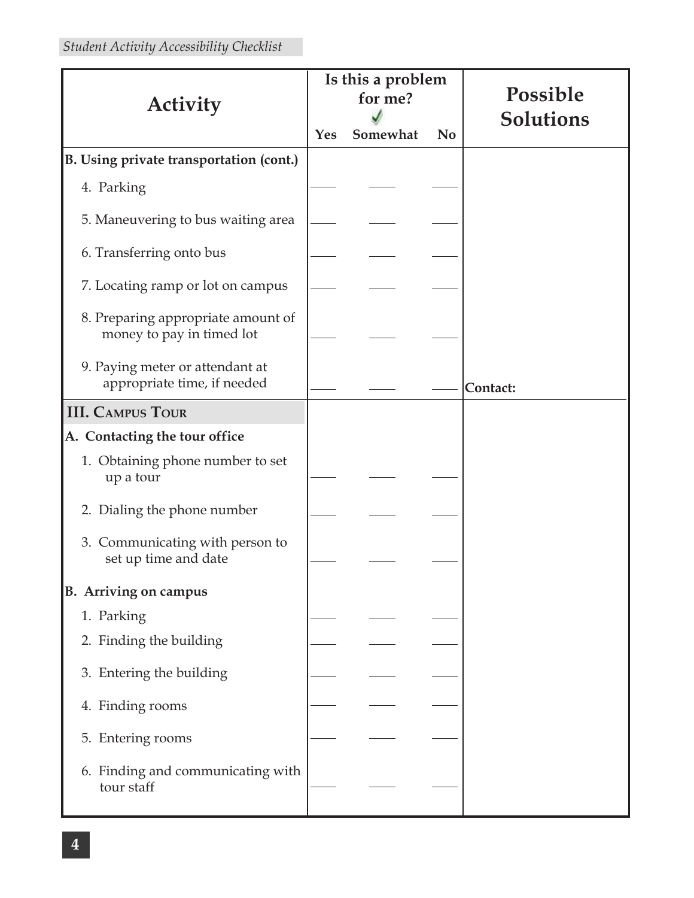| Activity | Is this a problem for me? ✓ | | | Possible Solutions |
|---|---|---|---|---|
| | Yes | Somewhat | No | |
| **B. Using private transportation (cont.)** | | | | |
| 4. Parking | ____ | ____ | ____ | |
| 5. Maneuvering to bus waiting area | ____ | ____ | ____ | |
| 6. Transferring onto bus | ____ | ____ | ____ | |
| 7. Locating ramp or lot on campus | ____ | ____ | ____ | |
| 8. Preparing appropriate amount of money to pay in timed lot | ____ | ____ | ____ | |
| 9. Paying meter or attendant at appropriate time, if needed | ____ | ____ | ____ | **Contact:** |
| **III. CAMPUS TOUR** | | | | |
| **A. Contacting the tour office** | | | | |
| 1. Obtaining phone number to set up a tour | ____ | ____ | ____ | |
| 2. Dialing the phone number | ____ | ____ | ____ | |
| 3. Communicating with person to set up time and date | ____ | ____ | ____ | |
| **B. Arriving on campus** | | | | |
| 1. Parking | ____ | ____ | ____ | |
| 2. Finding the building | ____ | ____ | ____ | |
| 3. Entering the building | ____ | ____ | ____ | |
| 4. Finding rooms | ____ | ____ | ____ | |
| 5. Entering rooms | ____ | ____ | ____ | |
| 6. Finding and communicating with tour staff | ____ | ____ | ____ | |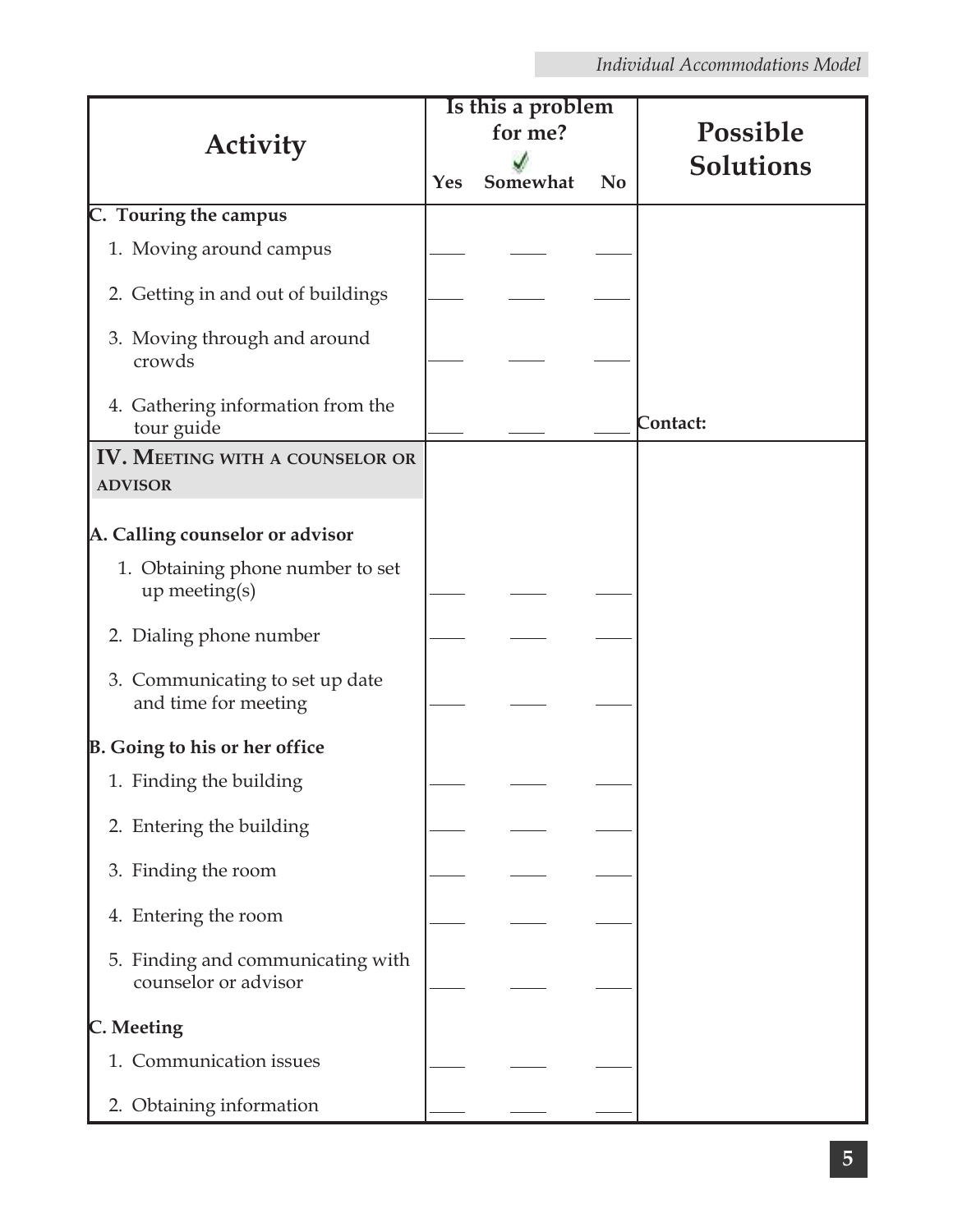| Activity | Is this a problem for me? ✓ | | | Possible Solutions |
|---|---|---|---|---|
| | Yes | Somewhat | No | |
| **C. Touring the campus** | | | | |
| 1. Moving around campus | ____ | ____ | ____ | |
| 2. Getting in and out of buildings | ____ | ____ | ____ | |
| 3. Moving through and around crowds | ____ | ____ | ____ | |
| 4. Gathering information from the tour guide | ____ | ____ | ____ | **Contact:** |
| **IV. MEETING WITH A COUNSELOR OR ADVISOR** | | | | |
| **A. Calling counselor or advisor** | | | | |
| 1. Obtaining phone number to set up meeting(s) | ____ | ____ | ____ | |
| 2. Dialing phone number | ____ | ____ | ____ | |
| 3. Communicating to set up date and time for meeting | ____ | ____ | ____ | |
| **B. Going to his or her office** | | | | |
| 1. Finding the building | ____ | ____ | ____ | |
| 2. Entering the building | ____ | ____ | ____ | |
| 3. Finding the room | ____ | ____ | ____ | |
| 4. Entering the room | ____ | ____ | ____ | |
| 5. Finding and communicating with counselor or advisor | ____ | ____ | ____ | |
| **C. Meeting** | | | | |
| 1. Communication issues | ____ | ____ | ____ | |
| 2. Obtaining information | ____ | ____ | ____ | |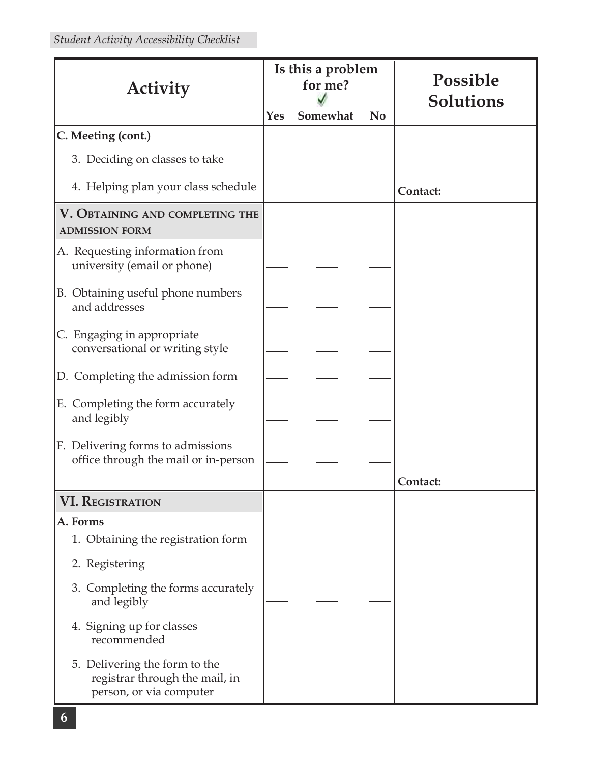| Activity | Is this a problem for me? | | | Possible Solutions |
|---|---|---|---|---|
| | Yes | Somewhat | No | |
| **C. Meeting (cont.)** | | | | |
| 3. Deciding on classes to take | ____ | ____ | ____ | |
| 4. Helping plan your class schedule | ____ | ____ | ____ | **Contact:** |
| **V. Obtaining and completing the admission form** | | | | |
| A. Requesting information from university (email or phone) | ____ | ____ | ____ | |
| B. Obtaining useful phone numbers and addresses | ____ | ____ | ____ | |
| C. Engaging in appropriate conversational or writing style | ____ | ____ | ____ | |
| D. Completing the admission form | ____ | ____ | ____ | |
| E. Completing the form accurately and legibly | ____ | ____ | ____ | |
| F. Delivering forms to admissions office through the mail or in-person | ____ | ____ | ____ | |
| | | | | **Contact:** |
| **VI. Registration** | | | | |
| **A. Forms** | | | | |
| 1. Obtaining the registration form | ____ | ____ | ____ | |
| 2. Registering | ____ | ____ | ____ | |
| 3. Completing the forms accurately and legibly | ____ | ____ | ____ | |
| 4. Signing up for classes recommended | ____ | ____ | ____ | |
| 5. Delivering the form to the registrar through the mail, in person, or via computer | ____ | ____ | ____ | |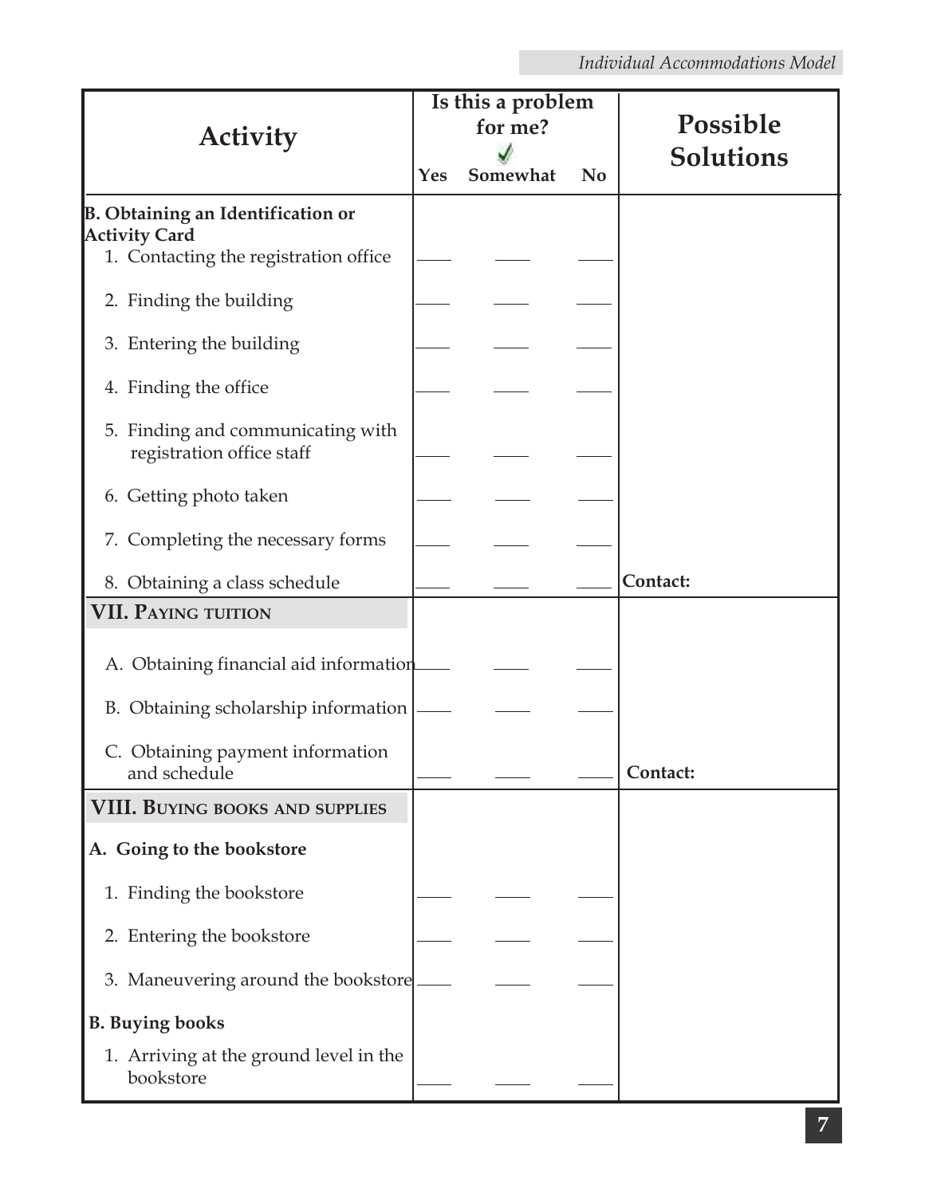| Activity | Is this a problem for me? ✓ Yes | Somewhat | No | Possible Solutions |
|---|---|---|---|---|
| **B. Obtaining an Identification or Activity Card** | | | | |
| 1. Contacting the registration office | ____ | ____ | ____ | |
| 2. Finding the building | ____ | ____ | ____ | |
| 3. Entering the building | ____ | ____ | ____ | |
| 4. Finding the office | ____ | ____ | ____ | |
| 5. Finding and communicating with registration office staff | ____ | ____ | ____ | |
| 6. Getting photo taken | ____ | ____ | ____ | |
| 7. Completing the necessary forms | ____ | ____ | ____ | |
| 8. Obtaining a class schedule | ____ | ____ | ____ | **Contact:** |
| **VII. Paying tuition** | | | | |
| A. Obtaining financial aid information | ____ | ____ | ____ | |
| B. Obtaining scholarship information | ____ | ____ | ____ | |
| C. Obtaining payment information and schedule | ____ | ____ | ____ | **Contact:** |
| **VIII. Buying books and supplies** | | | | |
| **A. Going to the bookstore** | | | | |
| 1. Finding the bookstore | ____ | ____ | ____ | |
| 2. Entering the bookstore | ____ | ____ | ____ | |
| 3. Maneuvering around the bookstore | ____ | ____ | ____ | |
| **B. Buying books** | | | | |
| 1. Arriving at the ground level in the bookstore | ____ | ____ | ____ | |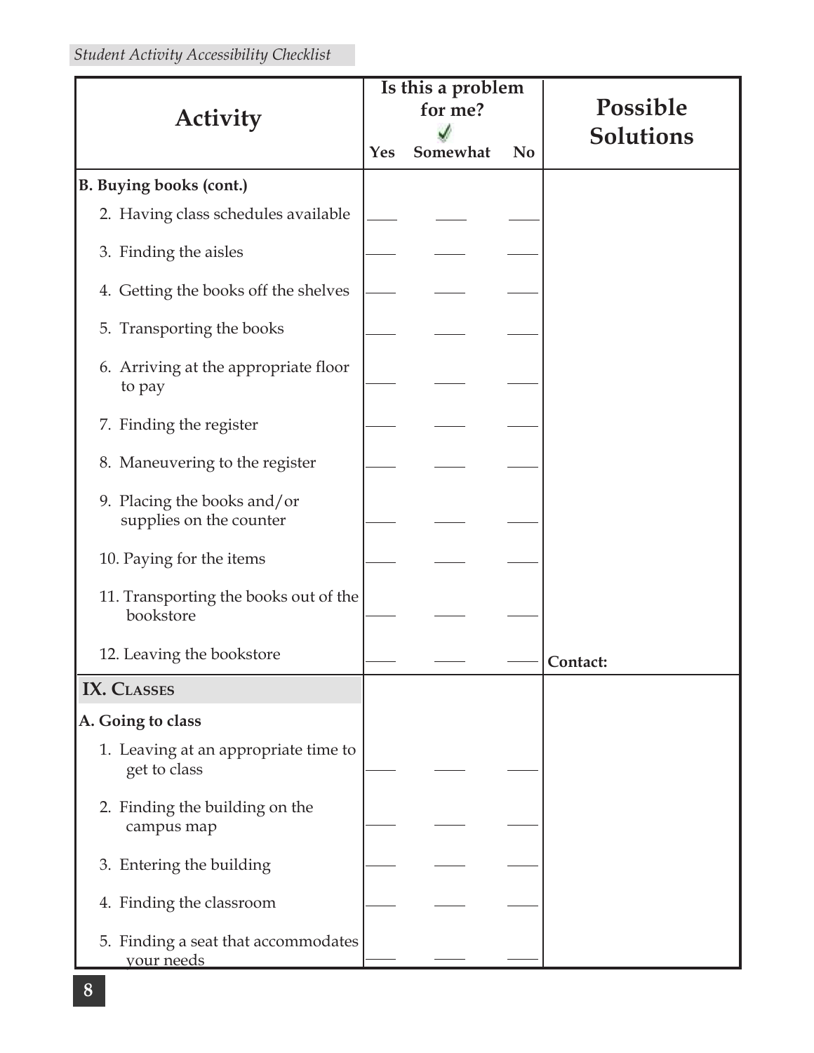| Activity | Is this a problem for me? | | | Possible Solutions |
|---|---|---|---|---|
| | Yes | Somewhat | No | |
| **B. Buying books (cont.)** | | | | |
| 2. Having class schedules available | ____ | ____ | ____ | |
| 3. Finding the aisles | ____ | ____ | ____ | |
| 4. Getting the books off the shelves | ____ | ____ | ____ | |
| 5. Transporting the books | ____ | ____ | ____ | |
| 6. Arriving at the appropriate floor to pay | ____ | ____ | ____ | |
| 7. Finding the register | ____ | ____ | ____ | |
| 8. Maneuvering to the register | ____ | ____ | ____ | |
| 9. Placing the books and/or supplies on the counter | ____ | ____ | ____ | |
| 10. Paying for the items | ____ | ____ | ____ | |
| 11. Transporting the books out of the bookstore | ____ | ____ | ____ | |
| 12. Leaving the bookstore | ____ | ____ | ____ | **Contact:** |
| **IX. Classes** | | | | |
| **A. Going to class** | | | | |
| 1. Leaving at an appropriate time to get to class | ____ | ____ | ____ | |
| 2. Finding the building on the campus map | ____ | ____ | ____ | |
| 3. Entering the building | ____ | ____ | ____ | |
| 4. Finding the classroom | ____ | ____ | ____ | |
| 5. Finding a seat that accommodates your needs | ____ | ____ | ____ | |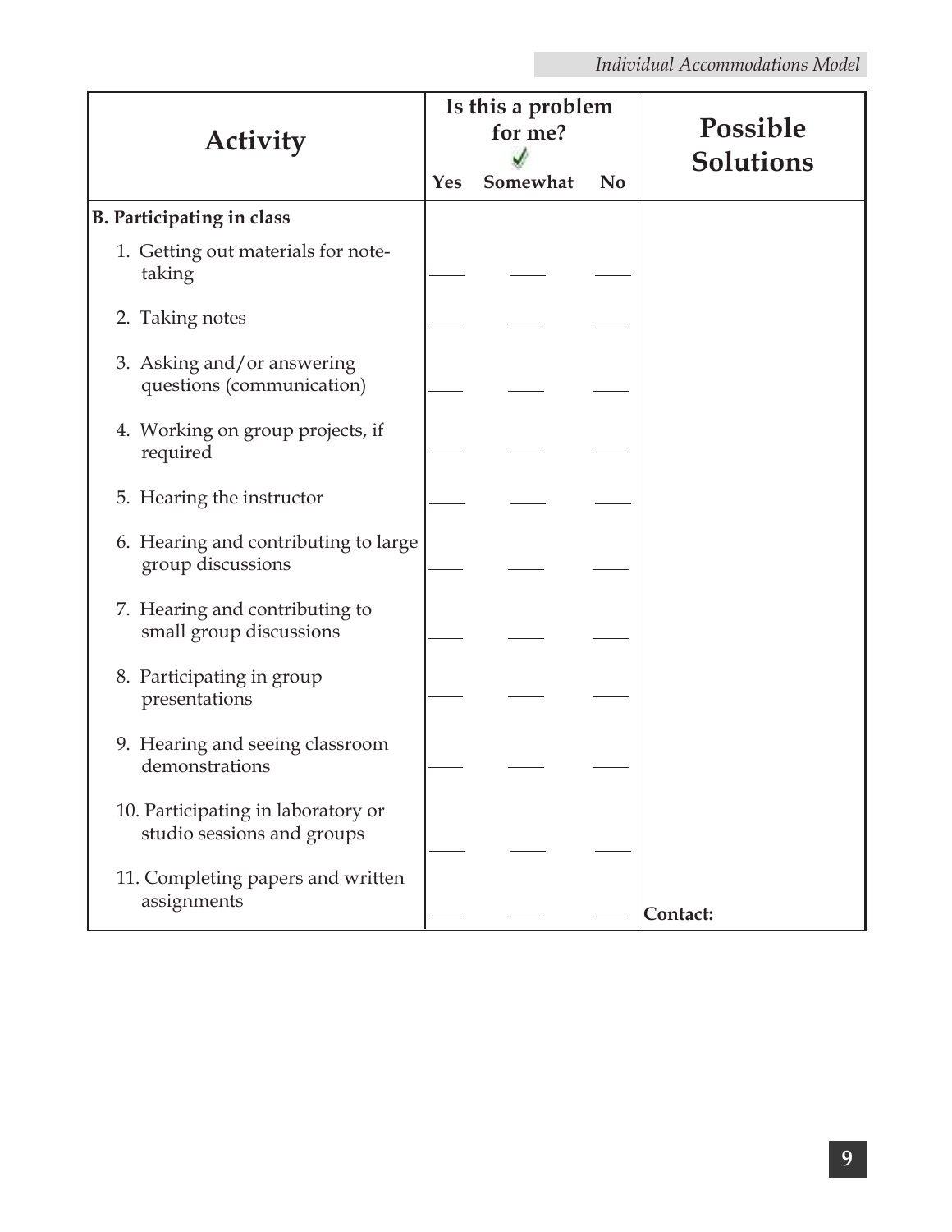| Activity | Is this a problem for me? ✓ | | | Possible Solutions |
|---|---|---|---|---|
| | Yes | Somewhat | No | |
| **B. Participating in class** | | | | |
| 1. Getting out materials for note-taking | ____ | ____ | ____ | |
| 2. Taking notes | ____ | ____ | ____ | |
| 3. Asking and/or answering questions (communication) | ____ | ____ | ____ | |
| 4. Working on group projects, if required | ____ | ____ | ____ | |
| 5. Hearing the instructor | ____ | ____ | ____ | |
| 6. Hearing and contributing to large group discussions | ____ | ____ | ____ | |
| 7. Hearing and contributing to small group discussions | ____ | ____ | ____ | |
| 8. Participating in group presentations | ____ | ____ | ____ | |
| 9. Hearing and seeing classroom demonstrations | ____ | ____ | ____ | |
| 10. Participating in laboratory or studio sessions and groups | ____ | ____ | ____ | |
| 11. Completing papers and written assignments | ____ | ____ | ____ | **Contact:** |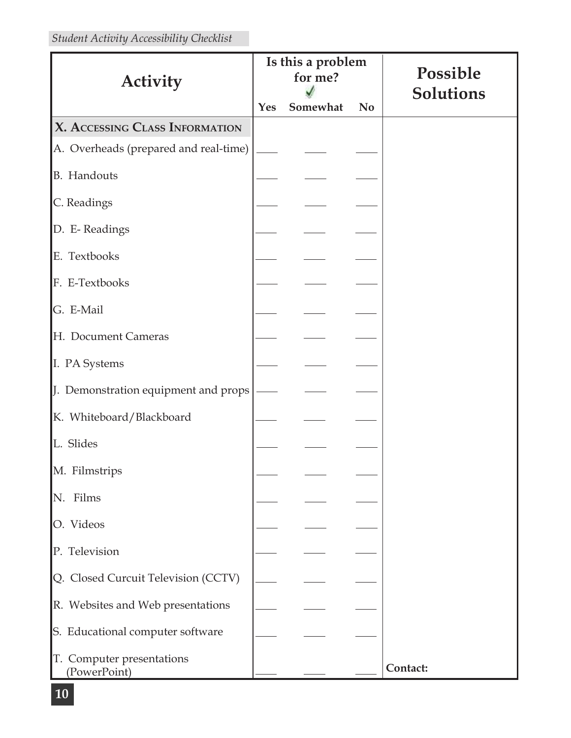| Activity | Is this a problem for me? | | | Possible Solutions |
|---|---|---|---|---|
| | Yes | Somewhat | No | |
| **X. Accessing Class Information** | | | | |
| A. Overheads (prepared and real-time) | ____ | ____ | ____ | |
| B. Handouts | ____ | ____ | ____ | |
| C. Readings | ____ | ____ | ____ | |
| D. E- Readings | ____ | ____ | ____ | |
| E. Textbooks | ____ | ____ | ____ | |
| F. E-Textbooks | ____ | ____ | ____ | |
| G. E-Mail | ____ | ____ | ____ | |
| H. Document Cameras | ____ | ____ | ____ | |
| I. PA Systems | ____ | ____ | ____ | |
| J. Demonstration equipment and props | ____ | ____ | ____ | |
| K. Whiteboard/Blackboard | ____ | ____ | ____ | |
| L. Slides | ____ | ____ | ____ | |
| M. Filmstrips | ____ | ____ | ____ | |
| N. Films | ____ | ____ | ____ | |
| O. Videos | ____ | ____ | ____ | |
| P. Television | ____ | ____ | ____ | |
| Q. Closed Curcuit Television (CCTV) | ____ | ____ | ____ | |
| R. Websites and Web presentations | ____ | ____ | ____ | |
| S. Educational computer software | ____ | ____ | ____ | |
| T. Computer presentations (PowerPoint) | ____ | ____ | ____ | **Contact:** |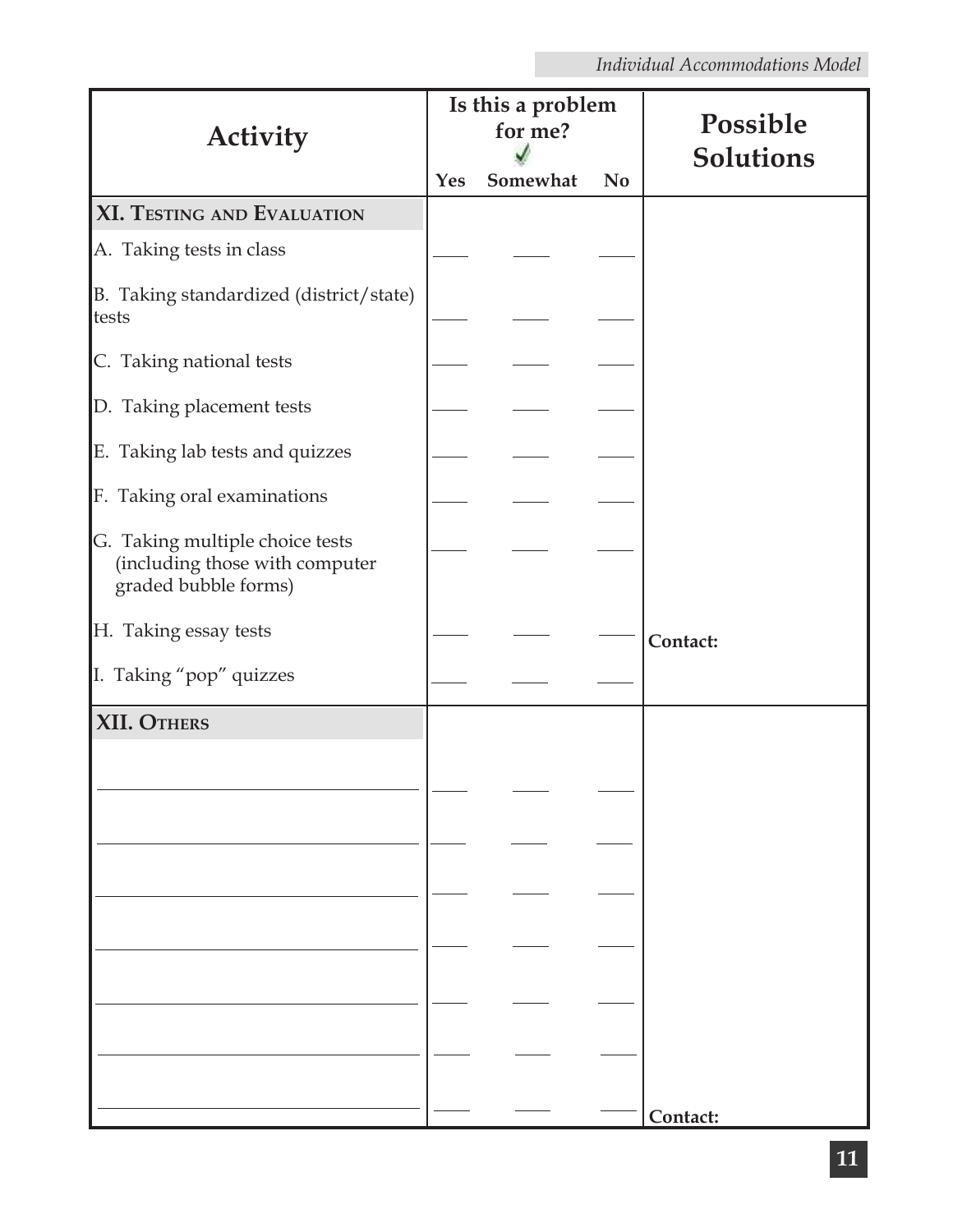| Activity | Is this a problem for me? ✓ | | | Possible Solutions |
|---|---|---|---|---|
| | Yes | Somewhat | No | |
| **XI. Testing and Evaluation** | | | | |
| A. Taking tests in class | ____ | ____ | ____ | |
| B. Taking standardized (district/state) tests | ____ | ____ | ____ | |
| C. Taking national tests | ____ | ____ | ____ | |
| D. Taking placement tests | ____ | ____ | ____ | |
| E. Taking lab tests and quizzes | ____ | ____ | ____ | |
| F. Taking oral examinations | ____ | ____ | ____ | |
| G. Taking multiple choice tests (including those with computer graded bubble forms) | ____ | ____ | ____ | |
| H. Taking essay tests | ____ | ____ | ____ | **Contact:** |
| I. Taking "pop" quizzes | ____ | ____ | ____ | |
| **XII. Others** | | | | |
| ______________________________ | ____ | ____ | ____ | |
| ______________________________ | ____ | ____ | ____ | |
| ______________________________ | ____ | ____ | ____ | |
| ______________________________ | ____ | ____ | ____ | |
| ______________________________ | ____ | ____ | ____ | |
| ______________________________ | ____ | ____ | ____ | |
| ______________________________ | ____ | ____ | ____ | **Contact:** |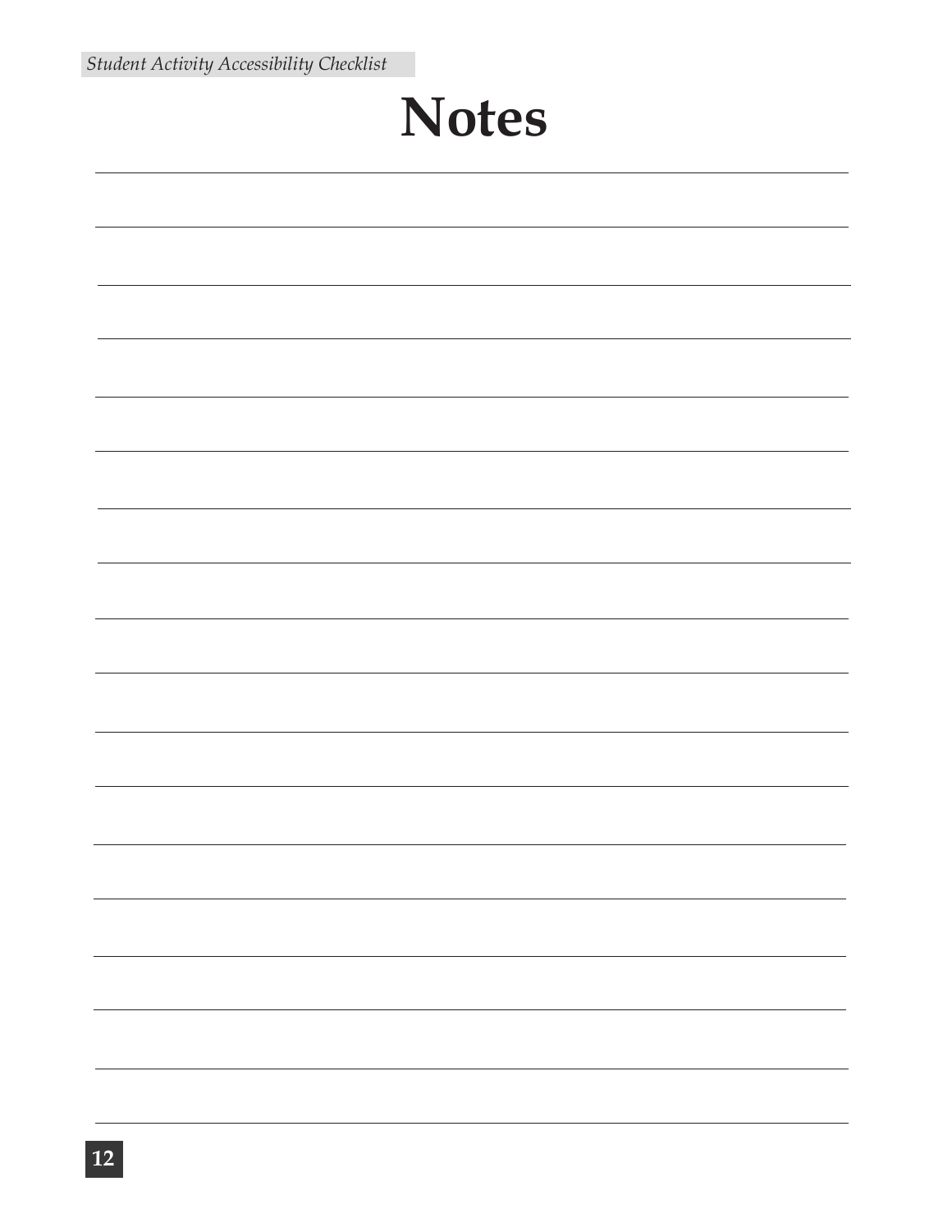# Notes